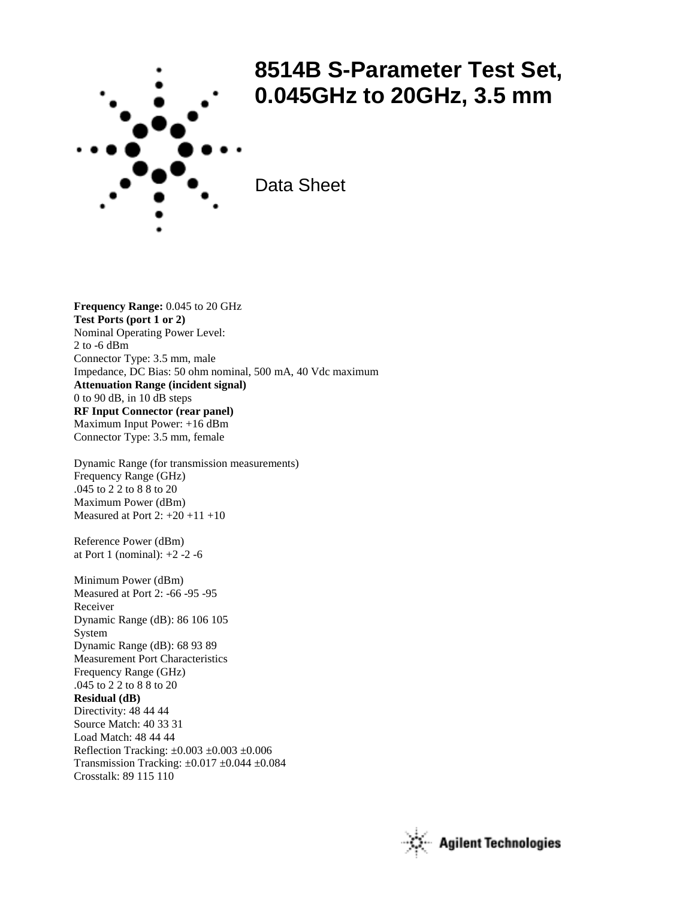# 8514B S-Parameter Test Set, 0.045GHz to 20GHz, 3.5 mm

Data Sheet

**Frequency Range:** 0.045 to 20 GHz
**Test Ports (port 1 or 2)**
Nominal Operating Power Level:
2 to -6 dBm
Connector Type: 3.5 mm, male
Impedance, DC Bias: 50 ohm nominal, 500 mA, 40 Vdc maximum
**Attenuation Range (incident signal)**
0 to 90 dB, in 10 dB steps
**RF Input Connector (rear panel)**
Maximum Input Power: +16 dBm
Connector Type: 3.5 mm, female

Dynamic Range (for transmission measurements)
Frequency Range (GHz)
.045 to 2 2 to 8 8 to 20
Maximum Power (dBm)
Measured at Port 2: +20 +11 +10

Reference Power (dBm)
at Port 1 (nominal): +2 -2 -6

Minimum Power (dBm)
Measured at Port 2: -66 -95 -95
Receiver
Dynamic Range (dB): 86 106 105
System
Dynamic Range (dB): 68 93 89
Measurement Port Characteristics
Frequency Range (GHz)
.045 to 2 2 to 8 8 to 20
**Residual (dB)**
Directivity: 48 44 44
Source Match: 40 33 31
Load Match: 48 44 44
Reflection Tracking: ±0.003 ±0.003 ±0.006
Transmission Tracking: ±0.017 ±0.044 ±0.084
Crosstalk: 89 115 110

Agilent Technologies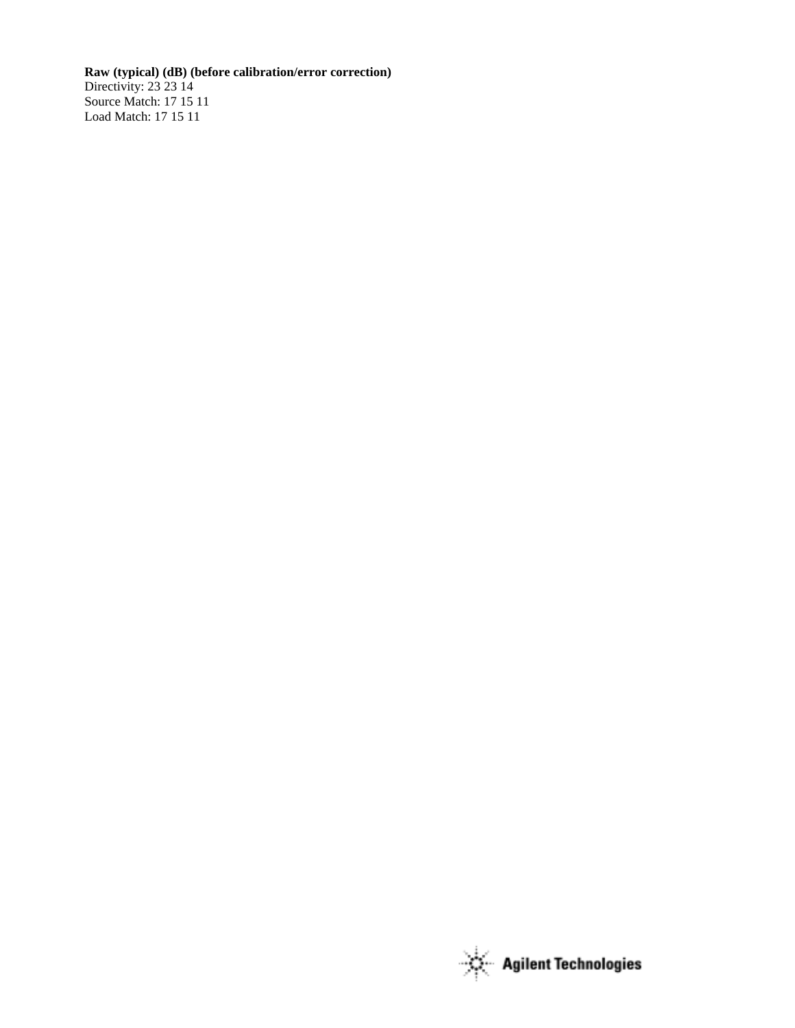**Raw (typical) (dB) (before calibration/error correction)**
Directivity: 23 23 14
Source Match: 17 15 11
Load Match: 17 15 11